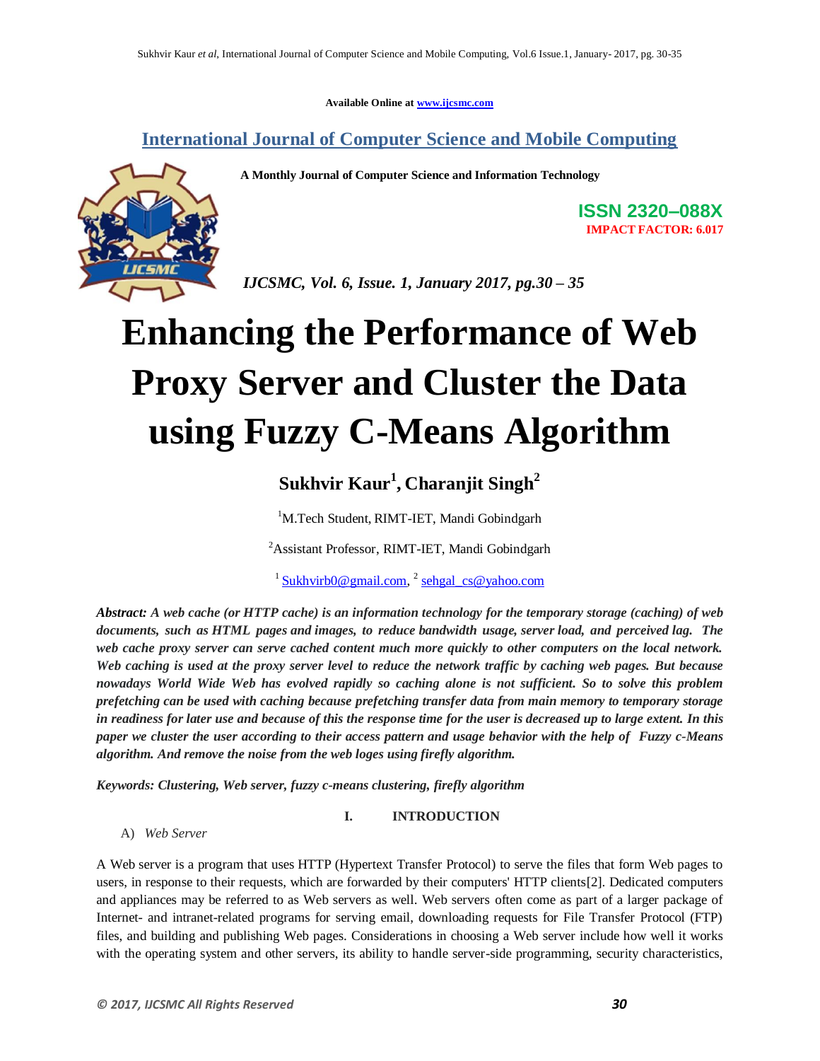Available Online at www.ijcsmc.com

## International Journal of Computer Science and Mobile Computing

**A Monthly Journal of Computer Science and Information Technology**

**ISSN 2320–088X**
**IMPACT FACTOR: 6.017**

*IJCSMC, Vol. 6, Issue. 1, January 2017, pg.30 – 35*

# Enhancing the Performance of Web Proxy Server and Cluster the Data using Fuzzy C-Means Algorithm

**Sukhvir Kaur[1], Charanjit Singh[2]**

[1]M.Tech Student, RIMT-IET, Mandi Gobindgarh

[2]Assistant Professor, RIMT-IET, Mandi Gobindgarh

[1] Sukhvirb0@gmail.com, [2] sehgal_cs@yahoo.com

***Abstract:** A web cache (or HTTP cache) is an information technology for the temporary storage (caching) of web documents, such as HTML pages and images, to reduce bandwidth usage, server load, and perceived lag. The web cache proxy server can serve cached content much more quickly to other computers on the local network. Web caching is used at the proxy server level to reduce the network traffic by caching web pages. But because nowadays World Wide Web has evolved rapidly so caching alone is not sufficient. So to solve this problem prefetching can be used with caching because prefetching transfer data from main memory to temporary storage in readiness for later use and because of this the response time for the user is decreased up to large extent. In this paper we cluster the user according to their access pattern and usage behavior with the help of Fuzzy c-Means algorithm. And remove the noise from the web loges using firefly algorithm.*

***Keywords:** Clustering, Web server, fuzzy c-means clustering, firefly algorithm*

## I. INTRODUCTION

### A) *Web Server*

A Web server is a program that uses HTTP (Hypertext Transfer Protocol) to serve the files that form Web pages to users, in response to their requests, which are forwarded by their computers' HTTP clients[2]. Dedicated computers and appliances may be referred to as Web servers as well. Web servers often come as part of a larger package of Internet- and intranet-related programs for serving email, downloading requests for File Transfer Protocol (FTP) files, and building and publishing Web pages. Considerations in choosing a Web server include how well it works with the operating system and other servers, its ability to handle server-side programming, security characteristics,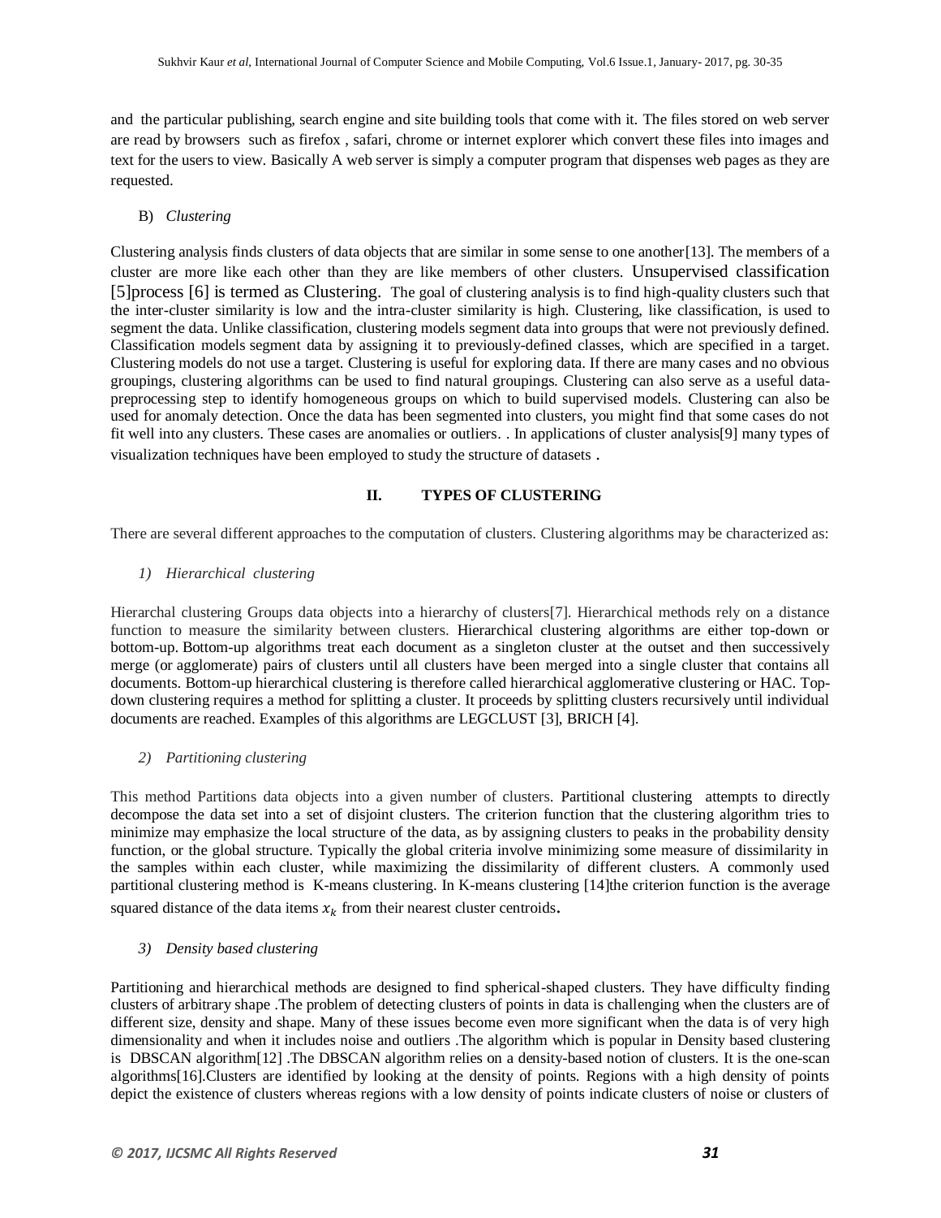and the particular publishing, search engine and site building tools that come with it. The files stored on web server are read by browsers such as firefox , safari, chrome or internet explorer which convert these files into images and text for the users to view. Basically A web server is simply a computer program that dispenses web pages as they are requested.

B) *Clustering*

Clustering analysis finds clusters of data objects that are similar in some sense to one another[13]. The members of a cluster are more like each other than they are like members of other clusters. Unsupervised classification [5]process [6] is termed as Clustering. The goal of clustering analysis is to find high-quality clusters such that the inter-cluster similarity is low and the intra-cluster similarity is high. Clustering, like classification, is used to segment the data. Unlike classification, clustering models segment data into groups that were not previously defined. Classification models segment data by assigning it to previously-defined classes, which are specified in a target. Clustering models do not use a target. Clustering is useful for exploring data. If there are many cases and no obvious groupings, clustering algorithms can be used to find natural groupings. Clustering can also serve as a useful data-preprocessing step to identify homogeneous groups on which to build supervised models. Clustering can also be used for anomaly detection. Once the data has been segmented into clusters, you might find that some cases do not fit well into any clusters. These cases are anomalies or outliers. . In applications of cluster analysis[9] many types of visualization techniques have been employed to study the structure of datasets .

## II. TYPES OF CLUSTERING

There are several different approaches to the computation of clusters. Clustering algorithms may be characterized as:

*1) Hierarchical clustering*

Hierarchal clustering Groups data objects into a hierarchy of clusters[7]. Hierarchical methods rely on a distance function to measure the similarity between clusters. Hierarchical clustering algorithms are either top-down or bottom-up. Bottom-up algorithms treat each document as a singleton cluster at the outset and then successively merge (or agglomerate) pairs of clusters until all clusters have been merged into a single cluster that contains all documents. Bottom-up hierarchical clustering is therefore called hierarchical agglomerative clustering or HAC. Top-down clustering requires a method for splitting a cluster. It proceeds by splitting clusters recursively until individual documents are reached. Examples of this algorithms are LEGCLUST [3], BRICH [4].

*2) Partitioning clustering*

This method Partitions data objects into a given number of clusters. Partitional clustering attempts to directly decompose the data set into a set of disjoint clusters. The criterion function that the clustering algorithm tries to minimize may emphasize the local structure of the data, as by assigning clusters to peaks in the probability density function, or the global structure. Typically the global criteria involve minimizing some measure of dissimilarity in the samples within each cluster, while maximizing the dissimilarity of different clusters. A commonly used partitional clustering method is K-means clustering. In K-means clustering [14]the criterion function is the average squared distance of the data items $x_k$ from their nearest cluster centroids.

*3) Density based clustering*

Partitioning and hierarchical methods are designed to find spherical-shaped clusters. They have difficulty finding clusters of arbitrary shape .The problem of detecting clusters of points in data is challenging when the clusters are of different size, density and shape. Many of these issues become even more significant when the data is of very high dimensionality and when it includes noise and outliers .The algorithm which is popular in Density based clustering is DBSCAN algorithm[12] .The DBSCAN algorithm relies on a density-based notion of clusters. It is the one-scan algorithms[16].Clusters are identified by looking at the density of points. Regions with a high density of points depict the existence of clusters whereas regions with a low density of points indicate clusters of noise or clusters of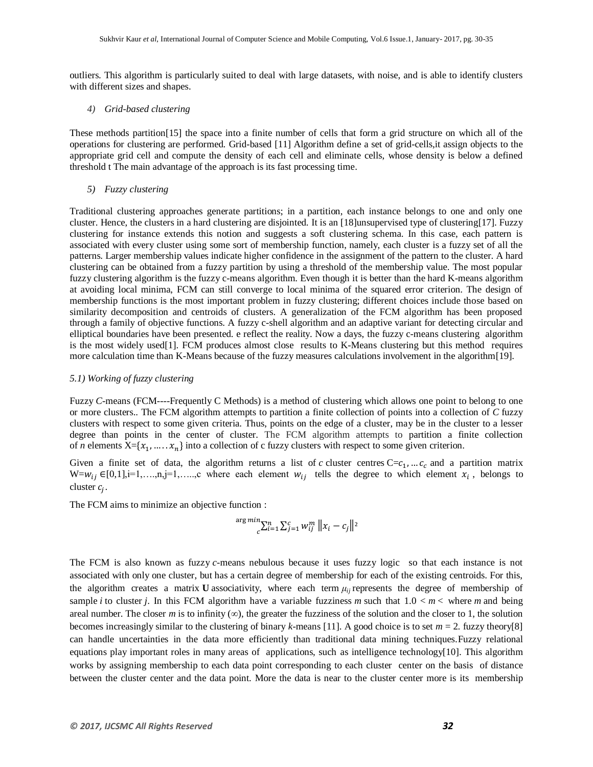outliers. This algorithm is particularly suited to deal with large datasets, with noise, and is able to identify clusters with different sizes and shapes.

*4) Grid-based clustering*

These methods partition[15] the space into a finite number of cells that form a grid structure on which all of the operations for clustering are performed. Grid-based [11] Algorithm define a set of grid-cells,it assign objects to the appropriate grid cell and compute the density of each cell and eliminate cells, whose density is below a defined threshold t The main advantage of the approach is its fast processing time.

*5) Fuzzy clustering*

Traditional clustering approaches generate partitions; in a partition, each instance belongs to one and only one cluster. Hence, the clusters in a hard clustering are disjointed. It is an [18]unsupervised type of clustering[17]. Fuzzy clustering for instance extends this notion and suggests a soft clustering schema. In this case, each pattern is associated with every cluster using some sort of membership function, namely, each cluster is a fuzzy set of all the patterns. Larger membership values indicate higher confidence in the assignment of the pattern to the cluster. A hard clustering can be obtained from a fuzzy partition by using a threshold of the membership value. The most popular fuzzy clustering algorithm is the fuzzy c-means algorithm. Even though it is better than the hard K-means algorithm at avoiding local minima, FCM can still converge to local minima of the squared error criterion. The design of membership functions is the most important problem in fuzzy clustering; different choices include those based on similarity decomposition and centroids of clusters. A generalization of the FCM algorithm has been proposed through a family of objective functions. A fuzzy c-shell algorithm and an adaptive variant for detecting circular and elliptical boundaries have been presented. e reflect the reality. Now a days, the fuzzy c-means clustering algorithm is the most widely used[1]. FCM produces almost close results to K-Means clustering but this method requires more calculation time than K-Means because of the fuzzy measures calculations involvement in the algorithm[19].

*5.1) Working of fuzzy clustering*

Fuzzy *C*-means (FCM----Frequently C Methods) is a method of clustering which allows one point to belong to one or more clusters.. The FCM algorithm attempts to partition a finite collection of points into a collection of *C* fuzzy clusters with respect to some given criteria. Thus, points on the edge of a cluster, may be in the cluster to a lesser degree than points in the center of cluster. The FCM algorithm attempts to partition a finite collection of *n* elements X={$x_1, \dots\dots x_n$} into a collection of c fuzzy clusters with respect to some given criterion.

Given a finite set of data, the algorithm returns a list of *c* cluster centres C=$c_1, \dots c_c$ and a partition matrix W=$w_{ij}$ ∈[0,1],i=1,….,n,j=1,…..,c where each element $w_{ij}$ tells the degree to which element $x_i$, belongs to cluster $c_j$.

The FCM aims to minimize an objective function :

$$\underset{c}{\arg\min} \sum_{i=1}^{n} \sum_{j=1}^{c} w_{ij}^{m} \left\| x_i - c_j \right\|^2$$

The FCM is also known as fuzzy *c*-means nebulous because it uses fuzzy logic so that each instance is not associated with only one cluster, but has a certain degree of membership for each of the existing centroids. For this, the algorithm creates a matrix **U** associativity, where each term $\mu_{ij}$ represents the degree of membership of sample *i* to cluster *j*. In this FCM algorithm have a variable fuzziness *m* such that 1.0 < *m* < where *m* and being areal number. The closer *m* is to infinity (∞), the greater the fuzziness of the solution and the closer to 1, the solution becomes increasingly similar to the clustering of binary *k*-means [11]. A good choice is to set *m* = 2. fuzzy theory[8] can handle uncertainties in the data more efficiently than traditional data mining techniques.Fuzzy relational equations play important roles in many areas of applications, such as intelligence technology[10]. This algorithm works by assigning membership to each data point corresponding to each cluster center on the basis of distance between the cluster center and the data point. More the data is near to the cluster center more is its membership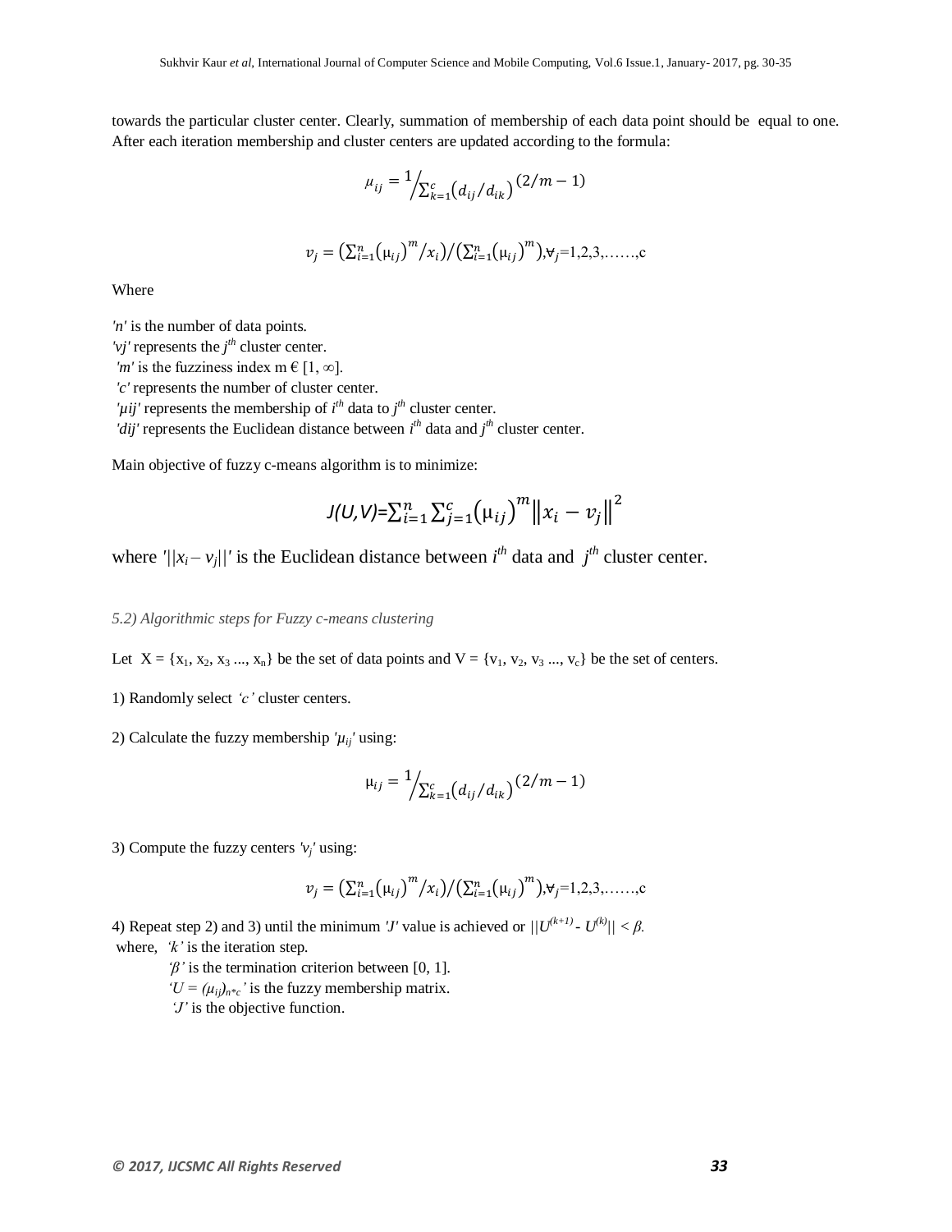towards the particular cluster center. Clearly, summation of membership of each data point should be equal to one. After each iteration membership and cluster centers are updated according to the formula:

$$\mu_{ij} = 1 \Big/ \sum_{k=1}^{c} \left(d_{ij}/d_{ik}\right)^{(2/m-1)}$$

$$v_j = \left(\sum_{i=1}^{n} \left(\mu_{ij}\right)^m / x_i\right) \Big/ \left(\sum_{i=1}^{n} \left(\mu_{ij}\right)^m\right), \forall_j = 1,2,3,\ldots\ldots,c$$

Where

*'n'* is the number of data points.
*'vj'* represents the $j^{th}$ cluster center.
*'m'* is the fuzziness index m € [1, ∞].
*'c'* represents the number of cluster center.
*'µij'* represents the membership of $i^{th}$ data to $j^{th}$ cluster center.
*'dij'* represents the Euclidean distance between $i^{th}$ data and $j^{th}$ cluster center.

Main objective of fuzzy c-means algorithm is to minimize:

$$J(U,V) = \sum_{i=1}^{n} \sum_{j=1}^{c} \left(\mu_{ij}\right)^m \left\| x_i - v_j \right\|^2$$

where '$||x_i - v_j||$' is the Euclidean distance between $i^{th}$ data and $j^{th}$ cluster center.

### *5.2) Algorithmic steps for Fuzzy c-means clustering*

Let $X = \{x_1, x_2, x_3 ..., x_n\}$ be the set of data points and $V = \{v_1, v_2, v_3 ..., v_c\}$ be the set of centers.

1) Randomly select *'c'* cluster centers.

2) Calculate the fuzzy membership '$\mu_{ij}$' using:

$$\mu_{ij} = 1 \Big/ \sum_{k=1}^{c} \left(d_{ij}/d_{ik}\right)^{(2/m-1)}$$

3) Compute the fuzzy centers '$v_j$' using:

$$v_j = \left(\sum_{i=1}^{n} \left(\mu_{ij}\right)^m / x_i\right) \Big/ \left(\sum_{i=1}^{n} \left(\mu_{ij}\right)^m\right), \forall_j = 1,2,3,\ldots\ldots,c$$

4) Repeat step 2) and 3) until the minimum *'J'* value is achieved or $||U^{(k+1)} - U^{(k)}|| < \beta$.
where, *'k'* is the iteration step.
*'β'* is the termination criterion between [0, 1].
'$U = (\mu_{ij})_{n*c}$' is the fuzzy membership matrix.
*'J'* is the objective function.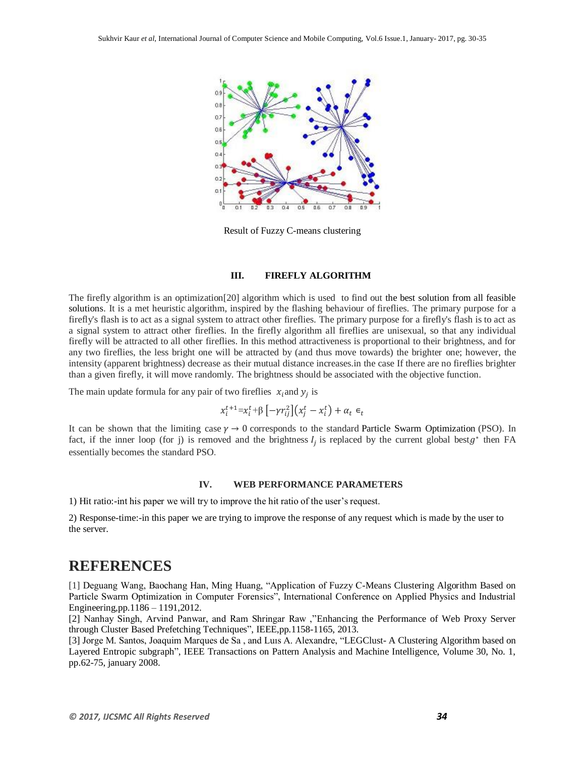Result of Fuzzy C-means clustering

### III. FIREFLY ALGORITHM

The firefly algorithm is an optimization[20] algorithm which is used to find out the best solution from all feasible solutions. It is a met heuristic algorithm, inspired by the flashing behaviour of fireflies. The primary purpose for a firefly's flash is to act as a signal system to attract other fireflies. The primary purpose for a firefly's flash is to act as a signal system to attract other fireflies. In the firefly algorithm all fireflies are unisexual, so that any individual firefly will be attracted to all other fireflies. In this method attractiveness is proportional to their brightness, and for any two fireflies, the less bright one will be attracted by (and thus move towards) the brighter one; however, the intensity (apparent brightness) decrease as their mutual distance increases.in the case If there are no fireflies brighter than a given firefly, it will move randomly. The brightness should be associated with the objective function.

The main update formula for any pair of two fireflies $x_i$ and $y_j$ is

$$x_i^{t+1}=x_i^t+\beta\left[-\gamma r_{ij}^2\right]\left(x_j^t-x_i^t\right)+\alpha_t \in_t$$

It can be shown that the limiting case $\gamma \rightarrow 0$ corresponds to the standard Particle Swarm Optimization (PSO). In fact, if the inner loop (for j) is removed and the brightness $I_j$ is replaced by the current global best $g^*$ then FA essentially becomes the standard PSO.

### IV. WEB PERFORMANCE PARAMETERS

1) Hit ratio:-int his paper we will try to improve the hit ratio of the user's request.

2) Response-time:-in this paper we are trying to improve the response of any request which is made by the user to the server.

# REFERENCES

[1] Deguang Wang, Baochang Han, Ming Huang, "Application of Fuzzy C-Means Clustering Algorithm Based on Particle Swarm Optimization in Computer Forensics", International Conference on Applied Physics and Industrial Engineering,pp.1186 – 1191,2012.

[2] Nanhay Singh, Arvind Panwar, and Ram Shringar Raw ,"Enhancing the Performance of Web Proxy Server through Cluster Based Prefetching Techniques", IEEE,pp.1158-1165, 2013.

[3] Jorge M. Santos, Joaquim Marques de Sa , and Luıs A. Alexandre, "LEGClust- A Clustering Algorithm based on Layered Entropic subgraph", IEEE Transactions on Pattern Analysis and Machine Intelligence, Volume 30, No. 1, pp.62-75, january 2008.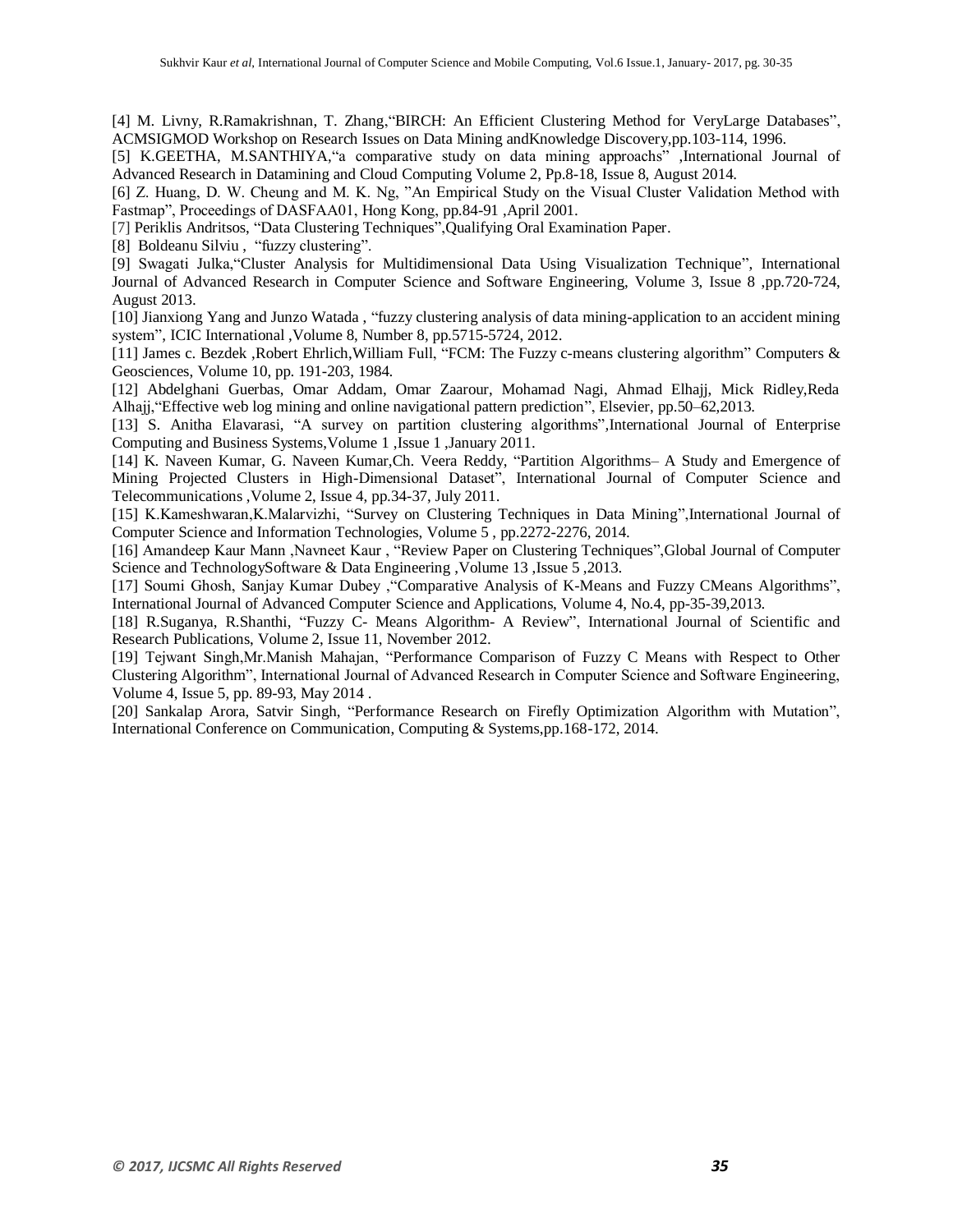[4] M. Livny, R.Ramakrishnan, T. Zhang,"BIRCH: An Efficient Clustering Method for VeryLarge Databases", ACMSIGMOD Workshop on Research Issues on Data Mining andKnowledge Discovery,pp.103-114, 1996.

[5] K.GEETHA, M.SANTHIYA,"a comparative study on data mining approachs" ,International Journal of Advanced Research in Datamining and Cloud Computing Volume 2, Pp.8-18, Issue 8, August 2014.

[6] Z. Huang, D. W. Cheung and M. K. Ng, "An Empirical Study on the Visual Cluster Validation Method with Fastmap", Proceedings of DASFAA01, Hong Kong, pp.84-91 ,April 2001.

[7] Periklis Andritsos, "Data Clustering Techniques",Qualifying Oral Examination Paper.

[8] Boldeanu Silviu , "fuzzy clustering".

[9] Swagati Julka,"Cluster Analysis for Multidimensional Data Using Visualization Technique", International Journal of Advanced Research in Computer Science and Software Engineering, Volume 3, Issue 8 ,pp.720-724, August 2013.

[10] Jianxiong Yang and Junzo Watada , "fuzzy clustering analysis of data mining-application to an accident mining system", ICIC International ,Volume 8, Number 8, pp.5715-5724, 2012.

[11] James c. Bezdek ,Robert Ehrlich,William Full, "FCM: The Fuzzy c-means clustering algorithm" Computers & Geosciences, Volume 10, pp. 191-203, 1984.

[12] Abdelghani Guerbas, Omar Addam, Omar Zaarour, Mohamad Nagi, Ahmad Elhajj, Mick Ridley,Reda Alhajj,"Effective web log mining and online navigational pattern prediction", Elsevier, pp.50–62,2013.

[13] S. Anitha Elavarasi, "A survey on partition clustering algorithms",International Journal of Enterprise Computing and Business Systems,Volume 1 ,Issue 1 ,January 2011.

[14] K. Naveen Kumar, G. Naveen Kumar,Ch. Veera Reddy, "Partition Algorithms– A Study and Emergence of Mining Projected Clusters in High-Dimensional Dataset", International Journal of Computer Science and Telecommunications ,Volume 2, Issue 4, pp.34-37, July 2011.

[15] K.Kameshwaran,K.Malarvizhi, "Survey on Clustering Techniques in Data Mining",International Journal of Computer Science and Information Technologies, Volume 5 , pp.2272-2276, 2014.

[16] Amandeep Kaur Mann ,Navneet Kaur , "Review Paper on Clustering Techniques",Global Journal of Computer Science and TechnologySoftware & Data Engineering ,Volume 13 ,Issue 5 ,2013.

[17] Soumi Ghosh, Sanjay Kumar Dubey ,"Comparative Analysis of K-Means and Fuzzy CMeans Algorithms", International Journal of Advanced Computer Science and Applications, Volume 4, No.4, pp-35-39,2013.

[18] R.Suganya, R.Shanthi, "Fuzzy C- Means Algorithm- A Review", International Journal of Scientific and Research Publications, Volume 2, Issue 11, November 2012.

[19] Tejwant Singh,Mr.Manish Mahajan, "Performance Comparison of Fuzzy C Means with Respect to Other Clustering Algorithm", International Journal of Advanced Research in Computer Science and Software Engineering, Volume 4, Issue 5, pp. 89-93, May 2014 .

[20] Sankalap Arora, Satvir Singh, "Performance Research on Firefly Optimization Algorithm with Mutation", International Conference on Communication, Computing & Systems,pp.168-172, 2014.